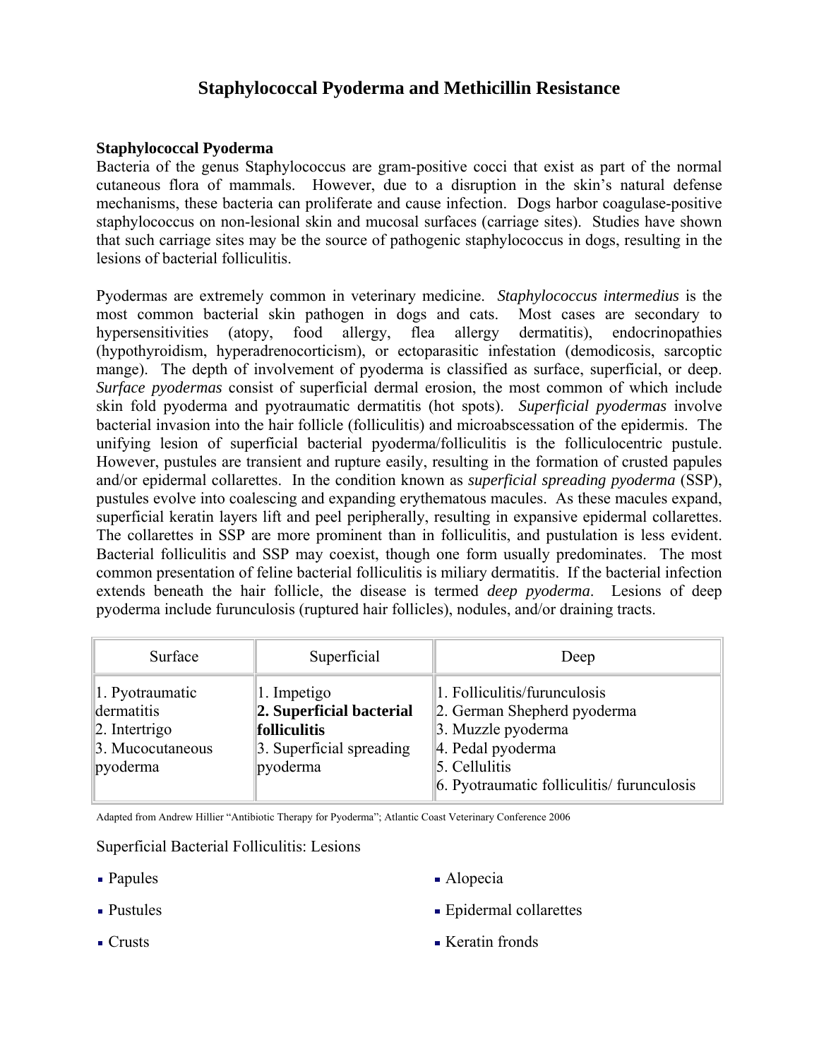# Staphylococcal Pyoderma and Methicillin Resistance

**Staphylococcal Pyoderma**

Bacteria of the genus Staphylococcus are gram-positive cocci that exist as part of the normal cutaneous flora of mammals. However, due to a disruption in the skin's natural defense mechanisms, these bacteria can proliferate and cause infection. Dogs harbor coagulase-positive staphylococcus on non-lesional skin and mucosal surfaces (carriage sites). Studies have shown that such carriage sites may be the source of pathogenic staphylococcus in dogs, resulting in the lesions of bacterial folliculitis.

Pyodermas are extremely common in veterinary medicine. *Staphylococcus intermedius* is the most common bacterial skin pathogen in dogs and cats. Most cases are secondary to hypersensitivities (atopy, food allergy, flea allergy dermatitis), endocrinopathies (hypothyroidism, hyperadrenocorticism), or ectoparasitic infestation (demodicosis, sarcoptic mange). The depth of involvement of pyoderma is classified as surface, superficial, or deep. *Surface pyodermas* consist of superficial dermal erosion, the most common of which include skin fold pyoderma and pyotraumatic dermatitis (hot spots). *Superficial pyodermas* involve bacterial invasion into the hair follicle (folliculitis) and microabscessation of the epidermis. The unifying lesion of superficial bacterial pyoderma/folliculitis is the folliculocentric pustule. However, pustules are transient and rupture easily, resulting in the formation of crusted papules and/or epidermal collarettes. In the condition known as *superficial spreading pyoderma* (SSP), pustules evolve into coalescing and expanding erythematous macules. As these macules expand, superficial keratin layers lift and peel peripherally, resulting in expansive epidermal collarettes. The collarettes in SSP are more prominent than in folliculitis, and pustulation is less evident. Bacterial folliculitis and SSP may coexist, though one form usually predominates. The most common presentation of feline bacterial folliculitis is miliary dermatitis. If the bacterial infection extends beneath the hair follicle, the disease is termed *deep pyoderma*. Lesions of deep pyoderma include furunculosis (ruptured hair follicles), nodules, and/or draining tracts.

| Surface | Superficial | Deep |
|---|---|---|
| 1. Pyotraumatic dermatitis<br>2. Intertrigo<br>3. Mucocutaneous pyoderma | 1. Impetigo<br>**2. Superficial bacterial folliculitis**<br>3. Superficial spreading pyoderma | 1. Folliculitis/furunculosis<br>2. German Shepherd pyoderma<br>3. Muzzle pyoderma<br>4. Pedal pyoderma<br>5. Cellulitis<br>6. Pyotraumatic folliculitis/ furunculosis |

Adapted from Andrew Hillier "Antibiotic Therapy for Pyoderma"; Atlantic Coast Veterinary Conference 2006

Superficial Bacterial Folliculitis: Lesions

- Papules
- Pustules
- Crusts
- Alopecia
- Epidermal collarettes
- Keratin fronds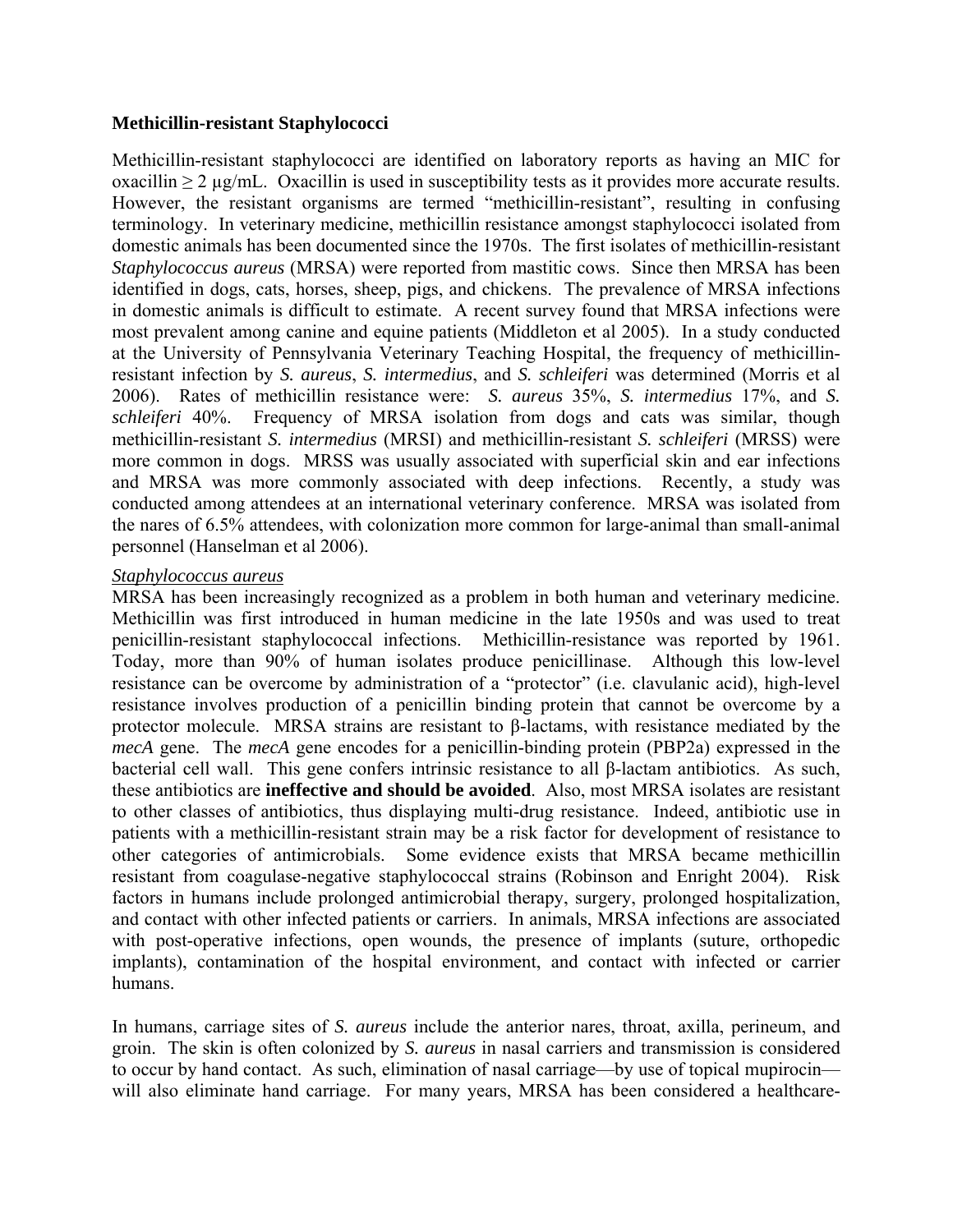**Methicillin-resistant Staphylococci**

Methicillin-resistant staphylococci are identified on laboratory reports as having an MIC for oxacillin ≥ 2 μg/mL. Oxacillin is used in susceptibility tests as it provides more accurate results. However, the resistant organisms are termed "methicillin-resistant", resulting in confusing terminology. In veterinary medicine, methicillin resistance amongst staphylococci isolated from domestic animals has been documented since the 1970s. The first isolates of methicillin-resistant *Staphylococcus aureus* (MRSA) were reported from mastitic cows. Since then MRSA has been identified in dogs, cats, horses, sheep, pigs, and chickens. The prevalence of MRSA infections in domestic animals is difficult to estimate. A recent survey found that MRSA infections were most prevalent among canine and equine patients (Middleton et al 2005). In a study conducted at the University of Pennsylvania Veterinary Teaching Hospital, the frequency of methicillin-resistant infection by *S. aureus*, *S. intermedius*, and *S. schleiferi* was determined (Morris et al 2006). Rates of methicillin resistance were: *S. aureus* 35%, *S. intermedius* 17%, and *S. schleiferi* 40%. Frequency of MRSA isolation from dogs and cats was similar, though methicillin-resistant *S. intermedius* (MRSI) and methicillin-resistant *S. schleiferi* (MRSS) were more common in dogs. MRSS was usually associated with superficial skin and ear infections and MRSA was more commonly associated with deep infections. Recently, a study was conducted among attendees at an international veterinary conference. MRSA was isolated from the nares of 6.5% attendees, with colonization more common for large-animal than small-animal personnel (Hanselman et al 2006).

*Staphylococcus aureus*

MRSA has been increasingly recognized as a problem in both human and veterinary medicine. Methicillin was first introduced in human medicine in the late 1950s and was used to treat penicillin-resistant staphylococcal infections. Methicillin-resistance was reported by 1961. Today, more than 90% of human isolates produce penicillinase. Although this low-level resistance can be overcome by administration of a "protector" (i.e. clavulanic acid), high-level resistance involves production of a penicillin binding protein that cannot be overcome by a protector molecule. MRSA strains are resistant to β-lactams, with resistance mediated by the *mecA* gene. The *mecA* gene encodes for a penicillin-binding protein (PBP2a) expressed in the bacterial cell wall. This gene confers intrinsic resistance to all β-lactam antibiotics. As such, these antibiotics are **ineffective and should be avoided**. Also, most MRSA isolates are resistant to other classes of antibiotics, thus displaying multi-drug resistance. Indeed, antibiotic use in patients with a methicillin-resistant strain may be a risk factor for development of resistance to other categories of antimicrobials. Some evidence exists that MRSA became methicillin resistant from coagulase-negative staphylococcal strains (Robinson and Enright 2004). Risk factors in humans include prolonged antimicrobial therapy, surgery, prolonged hospitalization, and contact with other infected patients or carriers. In animals, MRSA infections are associated with post-operative infections, open wounds, the presence of implants (suture, orthopedic implants), contamination of the hospital environment, and contact with infected or carrier humans.

In humans, carriage sites of *S. aureus* include the anterior nares, throat, axilla, perineum, and groin. The skin is often colonized by *S. aureus* in nasal carriers and transmission is considered to occur by hand contact. As such, elimination of nasal carriage—by use of topical mupirocin—will also eliminate hand carriage. For many years, MRSA has been considered a healthcare-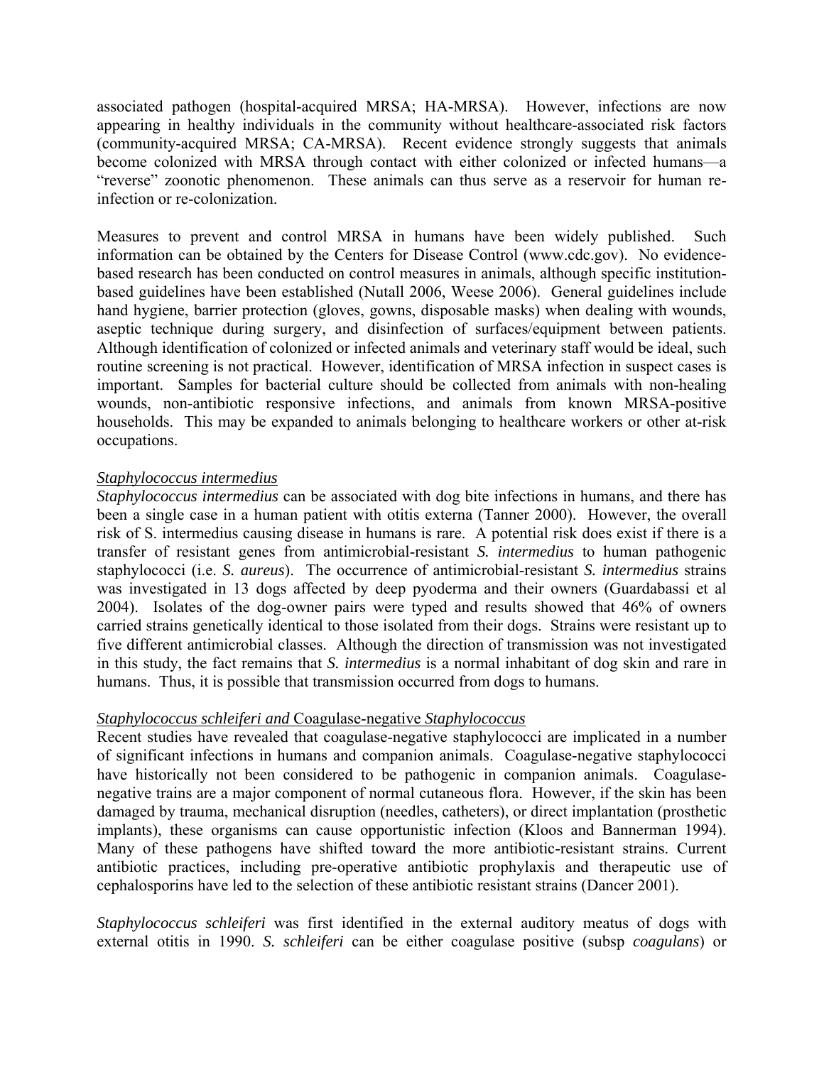associated pathogen (hospital-acquired MRSA; HA-MRSA). However, infections are now appearing in healthy individuals in the community without healthcare-associated risk factors (community-acquired MRSA; CA-MRSA). Recent evidence strongly suggests that animals become colonized with MRSA through contact with either colonized or infected humans—a "reverse" zoonotic phenomenon. These animals can thus serve as a reservoir for human re-infection or re-colonization.

Measures to prevent and control MRSA in humans have been widely published. Such information can be obtained by the Centers for Disease Control (www.cdc.gov). No evidence-based research has been conducted on control measures in animals, although specific institution-based guidelines have been established (Nutall 2006, Weese 2006). General guidelines include hand hygiene, barrier protection (gloves, gowns, disposable masks) when dealing with wounds, aseptic technique during surgery, and disinfection of surfaces/equipment between patients. Although identification of colonized or infected animals and veterinary staff would be ideal, such routine screening is not practical. However, identification of MRSA infection in suspect cases is important. Samples for bacterial culture should be collected from animals with non-healing wounds, non-antibiotic responsive infections, and animals from known MRSA-positive households. This may be expanded to animals belonging to healthcare workers or other at-risk occupations.

### *Staphylococcus intermedius*

*Staphylococcus intermedius* can be associated with dog bite infections in humans, and there has been a single case in a human patient with otitis externa (Tanner 2000). However, the overall risk of S. intermedius causing disease in humans is rare. A potential risk does exist if there is a transfer of resistant genes from antimicrobial-resistant *S. intermedius* to human pathogenic staphylococci (i.e. *S. aureus*). The occurrence of antimicrobial-resistant *S. intermedius* strains was investigated in 13 dogs affected by deep pyoderma and their owners (Guardabassi et al 2004). Isolates of the dog-owner pairs were typed and results showed that 46% of owners carried strains genetically identical to those isolated from their dogs. Strains were resistant up to five different antimicrobial classes. Although the direction of transmission was not investigated in this study, the fact remains that *S. intermedius* is a normal inhabitant of dog skin and rare in humans. Thus, it is possible that transmission occurred from dogs to humans.

### *Staphylococcus schleiferi and* Coagulase-negative *Staphylococcus*

Recent studies have revealed that coagulase-negative staphylococci are implicated in a number of significant infections in humans and companion animals. Coagulase-negative staphylococci have historically not been considered to be pathogenic in companion animals. Coagulase-negative trains are a major component of normal cutaneous flora. However, if the skin has been damaged by trauma, mechanical disruption (needles, catheters), or direct implantation (prosthetic implants), these organisms can cause opportunistic infection (Kloos and Bannerman 1994). Many of these pathogens have shifted toward the more antibiotic-resistant strains. Current antibiotic practices, including pre-operative antibiotic prophylaxis and therapeutic use of cephalosporins have led to the selection of these antibiotic resistant strains (Dancer 2001).

*Staphylococcus schleiferi* was first identified in the external auditory meatus of dogs with external otitis in 1990. *S. schleiferi* can be either coagulase positive (subsp *coagulans*) or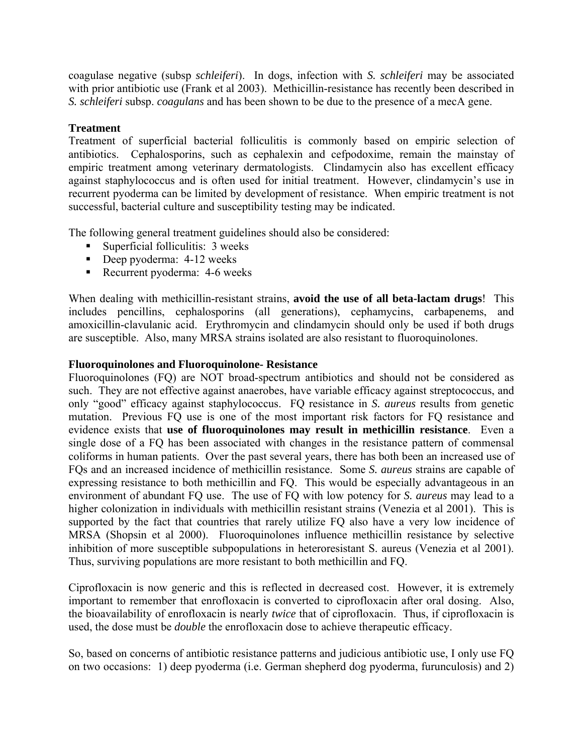coagulase negative (subsp *schleiferi*). In dogs, infection with *S. schleiferi* may be associated with prior antibiotic use (Frank et al 2003). Methicillin-resistance has recently been described in *S. schleiferi* subsp. *coagulans* and has been shown to be due to the presence of a mecA gene.

**Treatment**

Treatment of superficial bacterial folliculitis is commonly based on empiric selection of antibiotics. Cephalosporins, such as cephalexin and cefpodoxime, remain the mainstay of empiric treatment among veterinary dermatologists. Clindamycin also has excellent efficacy against staphylococcus and is often used for initial treatment. However, clindamycin's use in recurrent pyoderma can be limited by development of resistance. When empiric treatment is not successful, bacterial culture and susceptibility testing may be indicated.

The following general treatment guidelines should also be considered:

- Superficial folliculitis: 3 weeks
- Deep pyoderma: 4-12 weeks
- Recurrent pyoderma: 4-6 weeks

When dealing with methicillin-resistant strains, **avoid the use of all beta-lactam drugs**! This includes pencillins, cephalosporins (all generations), cephamycins, carbapenems, and amoxicillin-clavulanic acid. Erythromycin and clindamycin should only be used if both drugs are susceptible. Also, many MRSA strains isolated are also resistant to fluoroquinolones.

**Fluoroquinolones and Fluoroquinolone- Resistance**

Fluoroquinolones (FQ) are NOT broad-spectrum antibiotics and should not be considered as such. They are not effective against anaerobes, have variable efficacy against streptococcus, and only "good" efficacy against staphylococcus. FQ resistance in *S. aureus* results from genetic mutation. Previous FQ use is one of the most important risk factors for FQ resistance and evidence exists that **use of fluoroquinolones may result in methicillin resistance**. Even a single dose of a FQ has been associated with changes in the resistance pattern of commensal coliforms in human patients. Over the past several years, there has both been an increased use of FQs and an increased incidence of methicillin resistance. Some *S. aureus* strains are capable of expressing resistance to both methicillin and FQ. This would be especially advantageous in an environment of abundant FQ use. The use of FQ with low potency for *S. aureus* may lead to a higher colonization in individuals with methicillin resistant strains (Venezia et al 2001). This is supported by the fact that countries that rarely utilize FQ also have a very low incidence of MRSA (Shopsin et al 2000). Fluoroquinolones influence methicillin resistance by selective inhibition of more susceptible subpopulations in heteroresistant S. aureus (Venezia et al 2001). Thus, surviving populations are more resistant to both methicillin and FQ.

Ciprofloxacin is now generic and this is reflected in decreased cost. However, it is extremely important to remember that enrofloxacin is converted to ciprofloxacin after oral dosing. Also, the bioavailability of enrofloxacin is nearly *twice* that of ciprofloxacin. Thus, if ciprofloxacin is used, the dose must be *double* the enrofloxacin dose to achieve therapeutic efficacy.

So, based on concerns of antibiotic resistance patterns and judicious antibiotic use, I only use FQ on two occasions: 1) deep pyoderma (i.e. German shepherd dog pyoderma, furunculosis) and 2)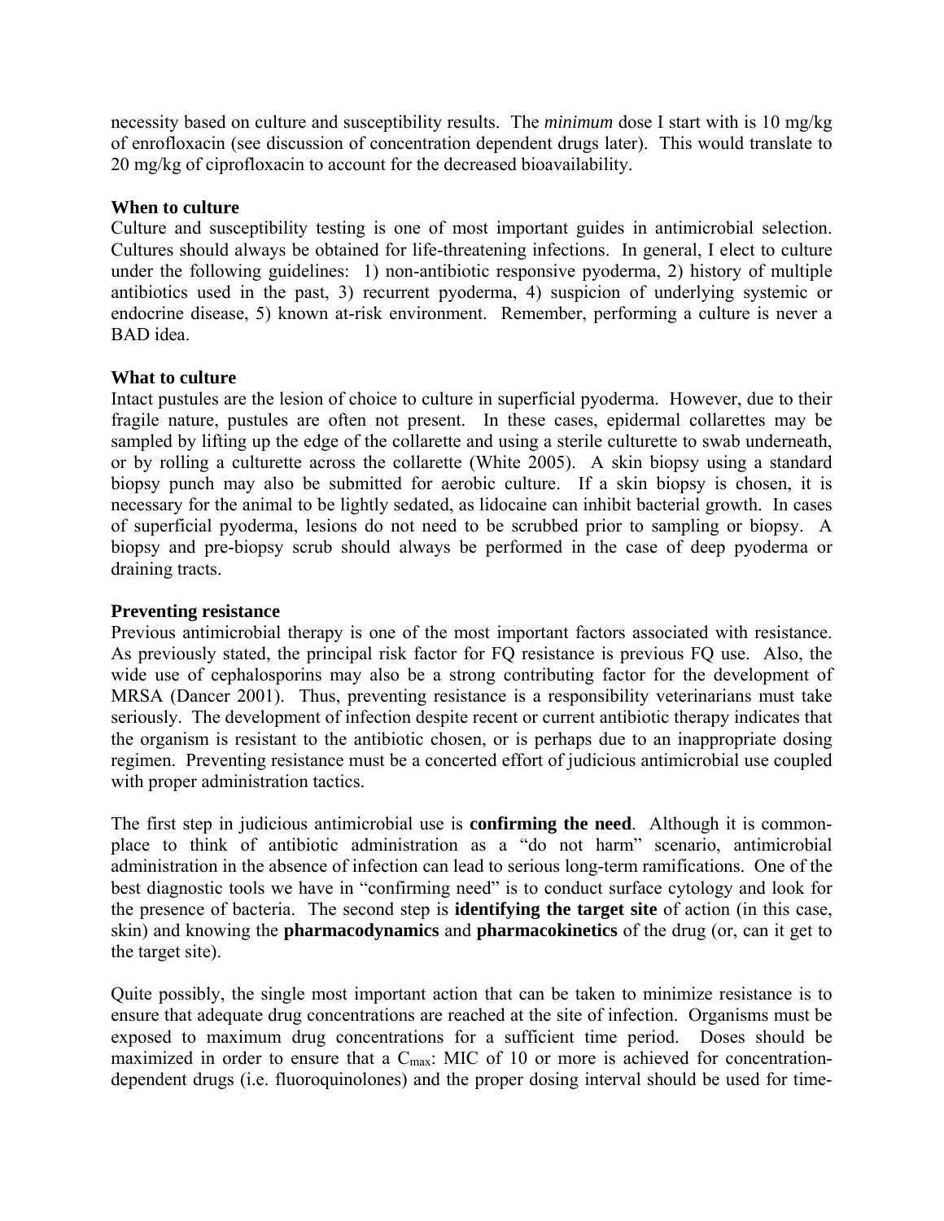necessity based on culture and susceptibility results. The *minimum* dose I start with is 10 mg/kg of enrofloxacin (see discussion of concentration dependent drugs later). This would translate to 20 mg/kg of ciprofloxacin to account for the decreased bioavailability.

**When to culture**

Culture and susceptibility testing is one of most important guides in antimicrobial selection. Cultures should always be obtained for life-threatening infections. In general, I elect to culture under the following guidelines: 1) non-antibiotic responsive pyoderma, 2) history of multiple antibiotics used in the past, 3) recurrent pyoderma, 4) suspicion of underlying systemic or endocrine disease, 5) known at-risk environment. Remember, performing a culture is never a BAD idea.

**What to culture**

Intact pustules are the lesion of choice to culture in superficial pyoderma. However, due to their fragile nature, pustules are often not present. In these cases, epidermal collarettes may be sampled by lifting up the edge of the collarette and using a sterile culturette to swab underneath, or by rolling a culturette across the collarette (White 2005). A skin biopsy using a standard biopsy punch may also be submitted for aerobic culture. If a skin biopsy is chosen, it is necessary for the animal to be lightly sedated, as lidocaine can inhibit bacterial growth. In cases of superficial pyoderma, lesions do not need to be scrubbed prior to sampling or biopsy. A biopsy and pre-biopsy scrub should always be performed in the case of deep pyoderma or draining tracts.

**Preventing resistance**

Previous antimicrobial therapy is one of the most important factors associated with resistance. As previously stated, the principal risk factor for FQ resistance is previous FQ use. Also, the wide use of cephalosporins may also be a strong contributing factor for the development of MRSA (Dancer 2001). Thus, preventing resistance is a responsibility veterinarians must take seriously. The development of infection despite recent or current antibiotic therapy indicates that the organism is resistant to the antibiotic chosen, or is perhaps due to an inappropriate dosing regimen. Preventing resistance must be a concerted effort of judicious antimicrobial use coupled with proper administration tactics.

The first step in judicious antimicrobial use is **confirming the need**. Although it is commonplace to think of antibiotic administration as a "do not harm" scenario, antimicrobial administration in the absence of infection can lead to serious long-term ramifications. One of the best diagnostic tools we have in "confirming need" is to conduct surface cytology and look for the presence of bacteria. The second step is **identifying the target site** of action (in this case, skin) and knowing the **pharmacodynamics** and **pharmacokinetics** of the drug (or, can it get to the target site).

Quite possibly, the single most important action that can be taken to minimize resistance is to ensure that adequate drug concentrations are reached at the site of infection. Organisms must be exposed to maximum drug concentrations for a sufficient time period. Doses should be maximized in order to ensure that a $C_{max}$: MIC of 10 or more is achieved for concentration-dependent drugs (i.e. fluoroquinolones) and the proper dosing interval should be used for time-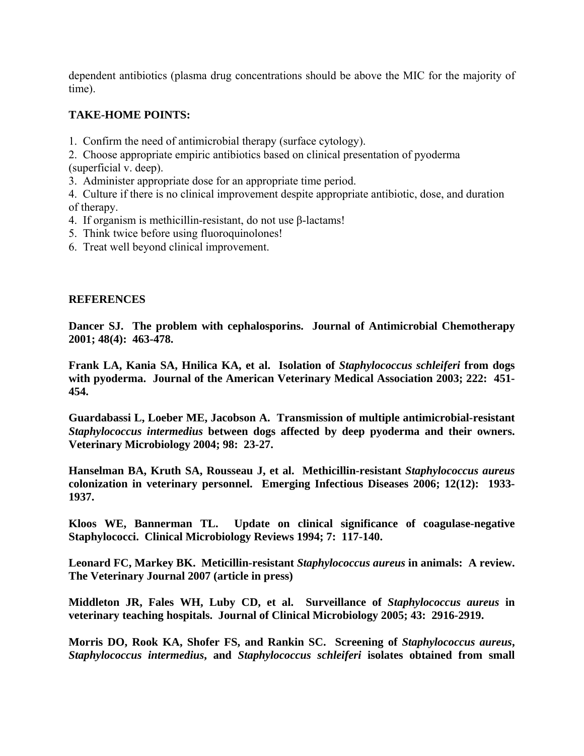dependent antibiotics (plasma drug concentrations should be above the MIC for the majority of time).

**TAKE-HOME POINTS:**

1. Confirm the need of antimicrobial therapy (surface cytology).
2. Choose appropriate empiric antibiotics based on clinical presentation of pyoderma (superficial v. deep).
3. Administer appropriate dose for an appropriate time period.
4. Culture if there is no clinical improvement despite appropriate antibiotic, dose, and duration of therapy.
4. If organism is methicillin-resistant, do not use β-lactams!
5. Think twice before using fluoroquinolones!
6. Treat well beyond clinical improvement.

**REFERENCES**

**Dancer SJ. The problem with cephalosporins. Journal of Antimicrobial Chemotherapy 2001; 48(4): 463-478.**

**Frank LA, Kania SA, Hnilica KA, et al. Isolation of *Staphylococcus schleiferi* from dogs with pyoderma. Journal of the American Veterinary Medical Association 2003; 222: 451-454.**

**Guardabassi L, Loeber ME, Jacobson A. Transmission of multiple antimicrobial-resistant *Staphylococcus intermedius* between dogs affected by deep pyoderma and their owners. Veterinary Microbiology 2004; 98: 23-27.**

**Hanselman BA, Kruth SA, Rousseau J, et al. Methicillin-resistant *Staphylococcus aureus* colonization in veterinary personnel. Emerging Infectious Diseases 2006; 12(12): 1933-1937.**

**Kloos WE, Bannerman TL. Update on clinical significance of coagulase-negative Staphylococci. Clinical Microbiology Reviews 1994; 7: 117-140.**

**Leonard FC, Markey BK. Meticillin-resistant *Staphylococcus aureus* in animals: A review. The Veterinary Journal 2007 (article in press)**

**Middleton JR, Fales WH, Luby CD, et al. Surveillance of *Staphylococcus aureus* in veterinary teaching hospitals. Journal of Clinical Microbiology 2005; 43: 2916-2919.**

**Morris DO, Rook KA, Shofer FS, and Rankin SC. Screening of *Staphylococcus aureus*, *Staphylococcus intermedius*, and *Staphylococcus schleiferi* isolates obtained from small**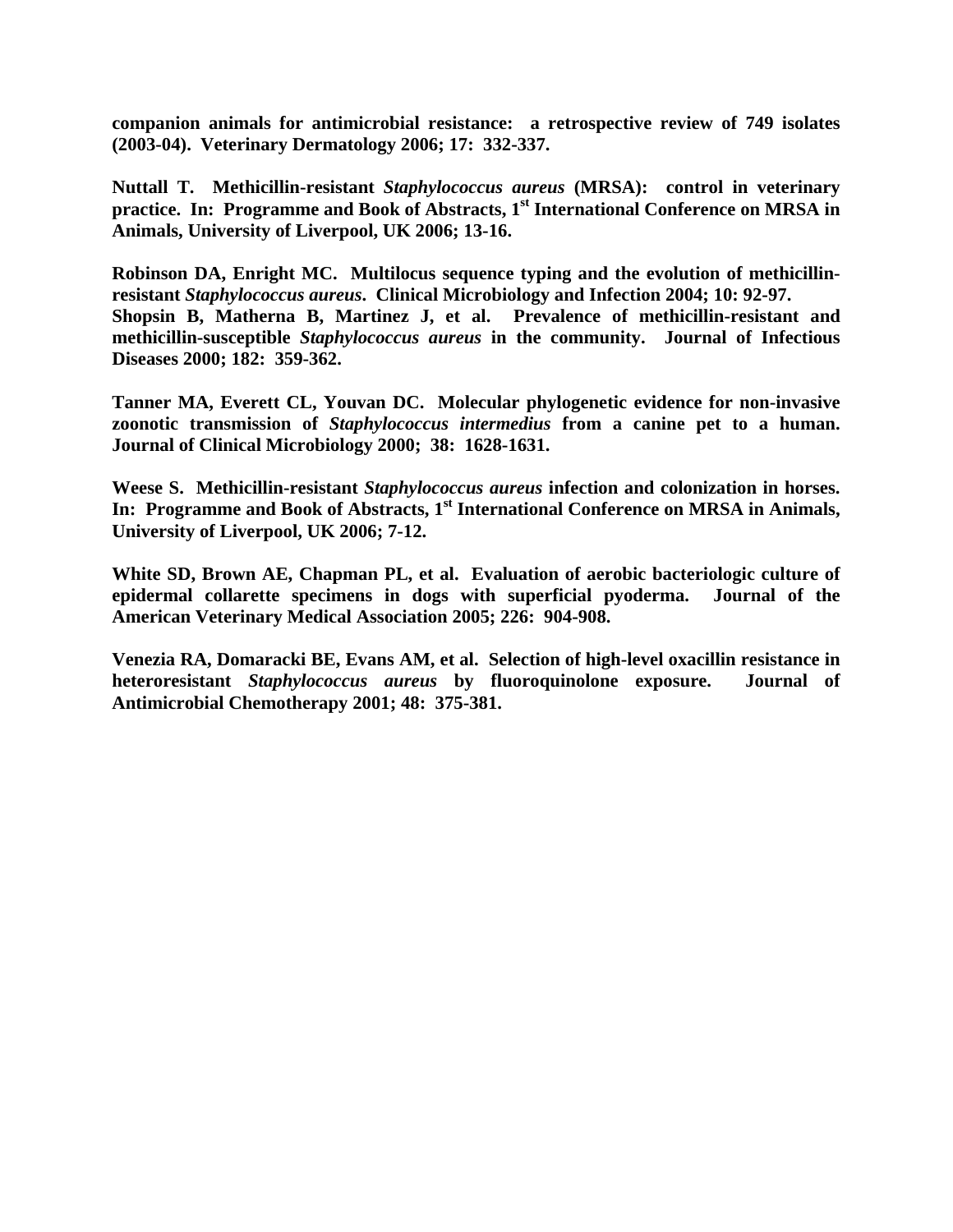**companion animals for antimicrobial resistance: a retrospective review of 749 isolates (2003-04). Veterinary Dermatology 2006; 17: 332-337.**

**Nuttall T. Methicillin-resistant *Staphylococcus aureus* (MRSA): control in veterinary practice. In: Programme and Book of Abstracts, 1st International Conference on MRSA in Animals, University of Liverpool, UK 2006; 13-16.**

**Robinson DA, Enright MC. Multilocus sequence typing and the evolution of methicillin-resistant *Staphylococcus aureus*. Clinical Microbiology and Infection 2004; 10: 92-97.**

**Shopsin B, Matherna B, Martinez J, et al. Prevalence of methicillin-resistant and methicillin-susceptible *Staphylococcus aureus* in the community. Journal of Infectious Diseases 2000; 182: 359-362.**

**Tanner MA, Everett CL, Youvan DC. Molecular phylogenetic evidence for non-invasive zoonotic transmission of *Staphylococcus intermedius* from a canine pet to a human. Journal of Clinical Microbiology 2000; 38: 1628-1631.**

**Weese S. Methicillin-resistant *Staphylococcus aureus* infection and colonization in horses. In: Programme and Book of Abstracts, 1st International Conference on MRSA in Animals, University of Liverpool, UK 2006; 7-12.**

**White SD, Brown AE, Chapman PL, et al. Evaluation of aerobic bacteriologic culture of epidermal collarette specimens in dogs with superficial pyoderma. Journal of the American Veterinary Medical Association 2005; 226: 904-908.**

**Venezia RA, Domaracki BE, Evans AM, et al. Selection of high-level oxacillin resistance in heteroresistant *Staphylococcus aureus* by fluoroquinolone exposure. Journal of Antimicrobial Chemotherapy 2001; 48: 375-381.**